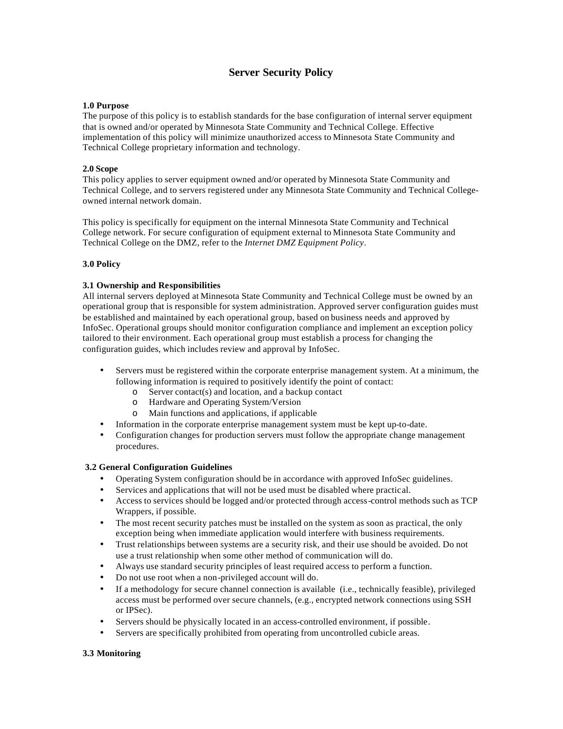# Server Security Policy

## 1.0 Purpose

The purpose of this policy is to establish standards for the base configuration of internal server equipment that is owned and/or operated by Minnesota State Community and Technical College. Effective implementation of this policy will minimize unauthorized access to Minnesota State Community and Technical College proprietary information and technology.

## 2.0 Scope

This policy applies to server equipment owned and/or operated by Minnesota State Community and Technical College, and to servers registered under any Minnesota State Community and Technical College-owned internal network domain.

This policy is specifically for equipment on the internal Minnesota State Community and Technical College network. For secure configuration of equipment external to Minnesota State Community and Technical College on the DMZ, refer to the *Internet DMZ Equipment Policy*.

## 3.0 Policy

### 3.1 Ownership and Responsibilities

All internal servers deployed at Minnesota State Community and Technical College must be owned by an operational group that is responsible for system administration. Approved server configuration guides must be established and maintained by each operational group, based on business needs and approved by InfoSec. Operational groups should monitor configuration compliance and implement an exception policy tailored to their environment. Each operational group must establish a process for changing the configuration guides, which includes review and approval by InfoSec.

- Servers must be registered within the corporate enterprise management system. At a minimum, the following information is required to positively identify the point of contact:
  - Server contact(s) and location, and a backup contact
  - Hardware and Operating System/Version
  - Main functions and applications, if applicable
- Information in the corporate enterprise management system must be kept up-to-date.
- Configuration changes for production servers must follow the appropriate change management procedures.

### 3.2 General Configuration Guidelines

- Operating System configuration should be in accordance with approved InfoSec guidelines.
- Services and applications that will not be used must be disabled where practical.
- Access to services should be logged and/or protected through access-control methods such as TCP Wrappers, if possible.
- The most recent security patches must be installed on the system as soon as practical, the only exception being when immediate application would interfere with business requirements.
- Trust relationships between systems are a security risk, and their use should be avoided. Do not use a trust relationship when some other method of communication will do.
- Always use standard security principles of least required access to perform a function.
- Do not use root when a non-privileged account will do.
- If a methodology for secure channel connection is available (i.e., technically feasible), privileged access must be performed over secure channels, (e.g., encrypted network connections using SSH or IPSec).
- Servers should be physically located in an access-controlled environment, if possible.
- Servers are specifically prohibited from operating from uncontrolled cubicle areas.

### 3.3 Monitoring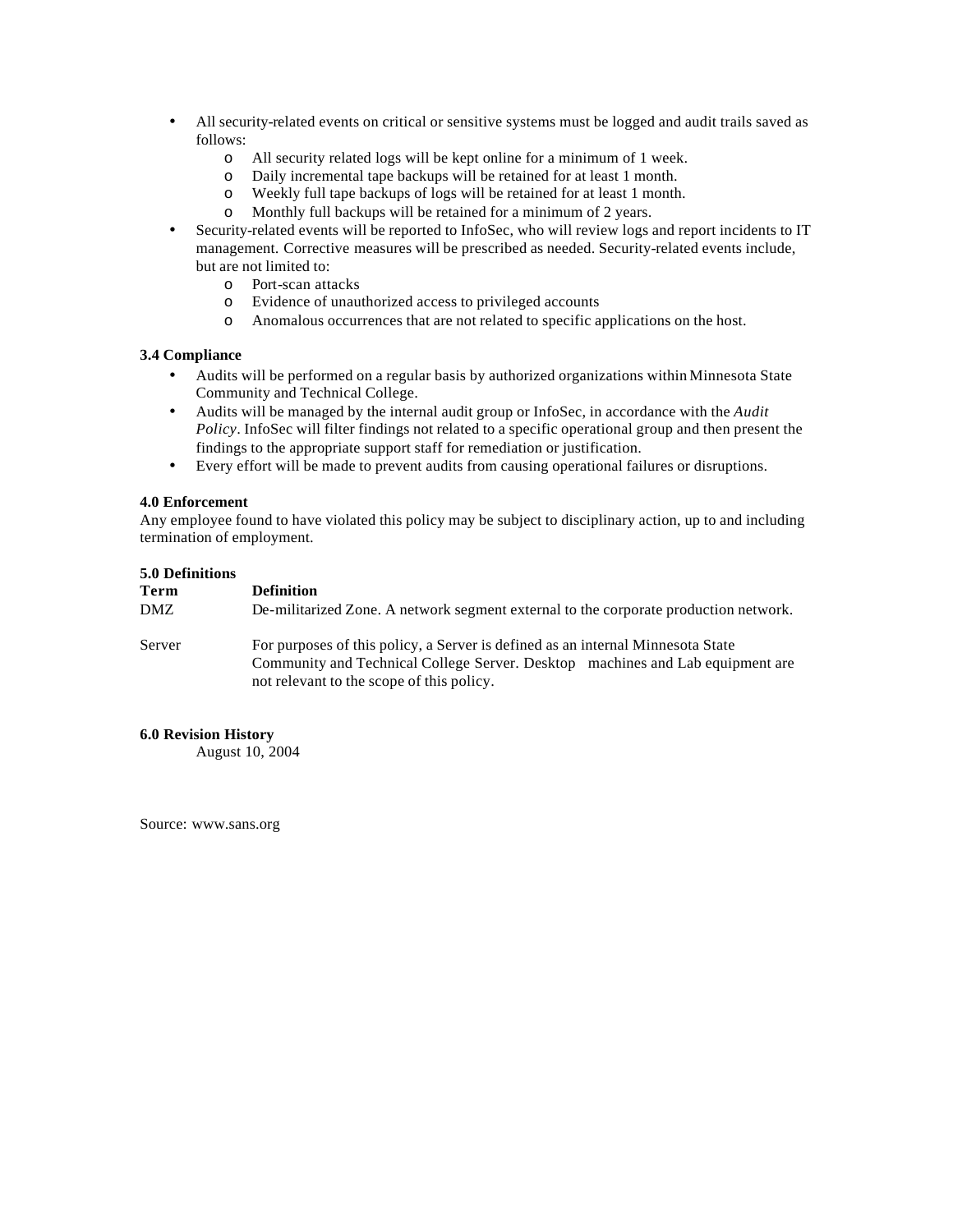- All security-related events on critical or sensitive systems must be logged and audit trails saved as follows:
  - All security related logs will be kept online for a minimum of 1 week.
  - Daily incremental tape backups will be retained for at least 1 month.
  - Weekly full tape backups of logs will be retained for at least 1 month.
  - Monthly full backups will be retained for a minimum of 2 years.
- Security-related events will be reported to InfoSec, who will review logs and report incidents to IT management. Corrective measures will be prescribed as needed. Security-related events include, but are not limited to:
  - Port-scan attacks
  - Evidence of unauthorized access to privileged accounts
  - Anomalous occurrences that are not related to specific applications on the host.

**3.4 Compliance**

- Audits will be performed on a regular basis by authorized organizations within Minnesota State Community and Technical College.
- Audits will be managed by the internal audit group or InfoSec, in accordance with the *Audit Policy*. InfoSec will filter findings not related to a specific operational group and then present the findings to the appropriate support staff for remediation or justification.
- Every effort will be made to prevent audits from causing operational failures or disruptions.

**4.0 Enforcement**

Any employee found to have violated this policy may be subject to disciplinary action, up to and including termination of employment.

**5.0 Definitions**

| **Term** | **Definition** |
| --- | --- |
| DMZ | De-militarized Zone. A network segment external to the corporate production network. |
| Server | For purposes of this policy, a Server is defined as an internal Minnesota State Community and Technical College Server. Desktop machines and Lab equipment are not relevant to the scope of this policy. |

**6.0 Revision History**

August 10, 2004

Source: www.sans.org